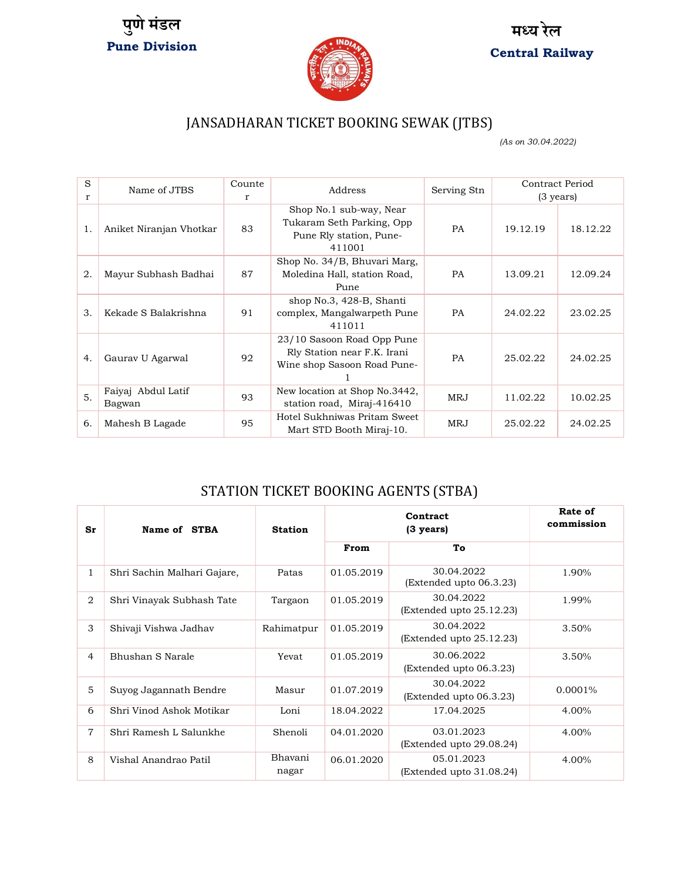पुणे मंडल
**Pune Division**

मध्य रेल
**Central Railway**

# JANSADHARAN TICKET BOOKING SEWAK (JTBS)

*(As on 30.04.2022)*

| Sr | Name of JTBS | Counter | Address | Serving Stn | Contract Period (3 years) | |
|---|---|---|---|---|---|---|
| 1. | Aniket Niranjan Vhotkar | 83 | Shop No.1 sub-way, Near Tukaram Seth Parking, Opp Pune Rly station, Pune-411001 | PA | 19.12.19 | 18.12.22 |
| 2. | Mayur Subhash Badhai | 87 | Shop No. 34/B, Bhuvari Marg, Moledina Hall, station Road, Pune | PA | 13.09.21 | 12.09.24 |
| 3. | Kekade S Balakrishna | 91 | shop No.3, 428-B, Shanti complex, Mangalwarpeth Pune 411011 | PA | 24.02.22 | 23.02.25 |
| 4. | Gaurav U Agarwal | 92 | 23/10 Sasoon Road Opp Pune Rly Station near F.K. Irani Wine shop Sasoon Road Pune-1 | PA | 25.02.22 | 24.02.25 |
| 5. | Faiyaj Abdul Latif Bagwan | 93 | New location at Shop No.3442, station road, Miraj-416410 | MRJ | 11.02.22 | 10.02.25 |
| 6. | Mahesh B Lagade | 95 | Hotel Sukhniwas Pritam Sweet Mart STD Booth Miraj-10. | MRJ | 25.02.22 | 24.02.25 |

# STATION TICKET BOOKING AGENTS (STBA)

| Sr | Name of STBA | Station | Contract (3 years) | | Rate of commission |
|---|---|---|---|---|---|
| | | | From | To | |
| 1 | Shri Sachin Malhari Gajare, | Patas | 01.05.2019 | 30.04.2022 (Extended upto 06.3.23) | 1.90% |
| 2 | Shri Vinayak Subhash Tate | Targaon | 01.05.2019 | 30.04.2022 (Extended upto 25.12.23) | 1.99% |
| 3 | Shivaji Vishwa Jadhav | Rahimatpur | 01.05.2019 | 30.04.2022 (Extended upto 25.12.23) | 3.50% |
| 4 | Bhushan S Narale | Yevat | 01.05.2019 | 30.06.2022 (Extended upto 06.3.23) | 3.50% |
| 5 | Suyog Jagannath Bendre | Masur | 01.07.2019 | 30.04.2022 (Extended upto 06.3.23) | 0.0001% |
| 6 | Shri Vinod Ashok Motikar | Loni | 18.04.2022 | 17.04.2025 | 4.00% |
| 7 | Shri Ramesh L Salunkhe | Shenoli | 04.01.2020 | 03.01.2023 (Extended upto 29.08.24) | 4.00% |
| 8 | Vishal Anandrao Patil | Bhavani nagar | 06.01.2020 | 05.01.2023 (Extended upto 31.08.24) | 4.00% |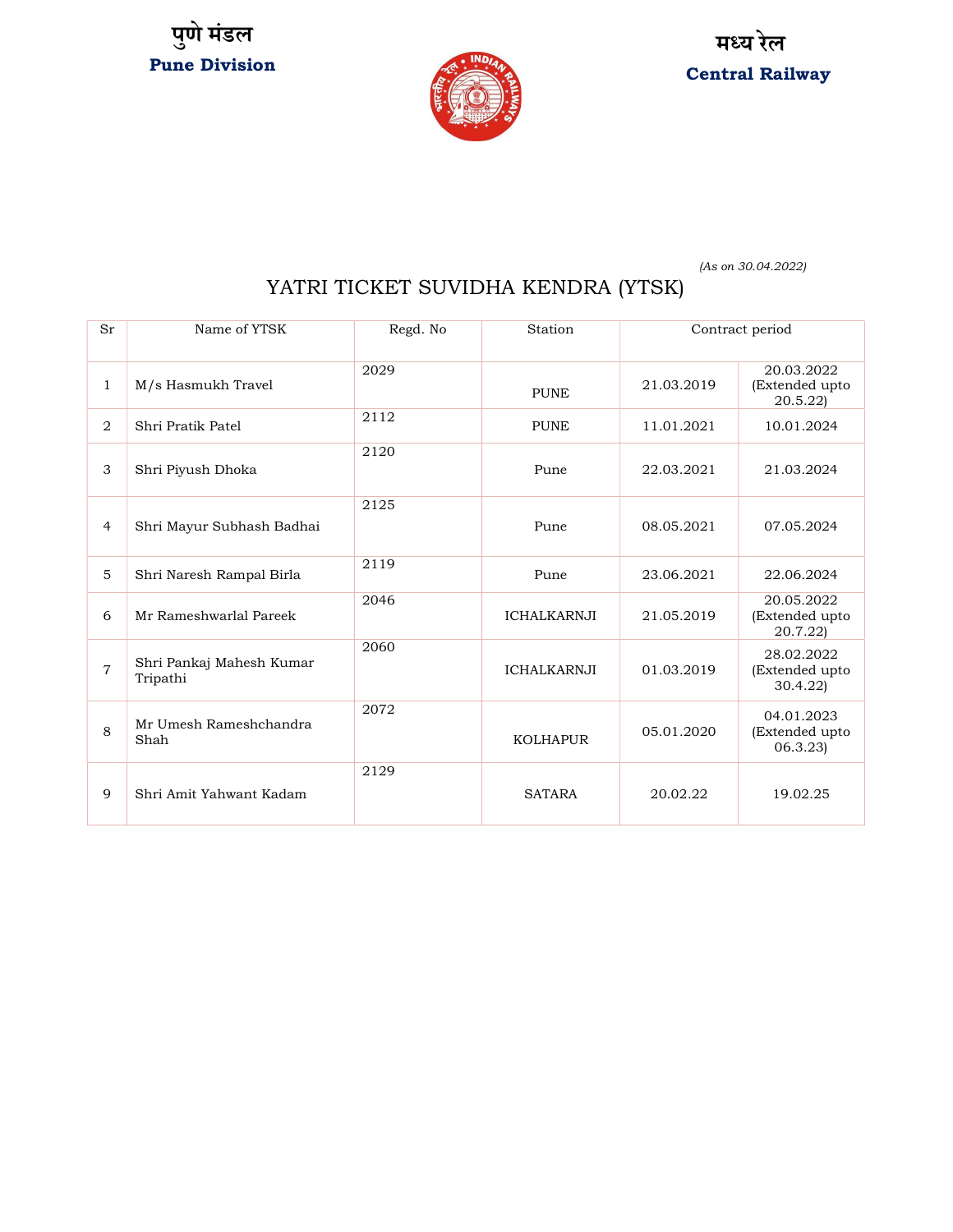पुणे मंडल
**Pune Division**

मध्य रेल
**Central Railway**

*(As on 30.04.2022)*

# YATRI TICKET SUVIDHA KENDRA (YTSK)

| Sr | Name of YTSK | Regd. No | Station | Contract period | |
|---|---|---|---|---|---|
| 1 | M/s Hasmukh Travel | 2029 | PUNE | 21.03.2019 | 20.03.2022 (Extended upto 20.5.22) |
| 2 | Shri Pratik Patel | 2112 | PUNE | 11.01.2021 | 10.01.2024 |
| 3 | Shri Piyush Dhoka | 2120 | Pune | 22.03.2021 | 21.03.2024 |
| 4 | Shri Mayur Subhash Badhai | 2125 | Pune | 08.05.2021 | 07.05.2024 |
| 5 | Shri Naresh Rampal Birla | 2119 | Pune | 23.06.2021 | 22.06.2024 |
| 6 | Mr Rameshwarlal Pareek | 2046 | ICHALKARNJI | 21.05.2019 | 20.05.2022 (Extended upto 20.7.22) |
| 7 | Shri Pankaj Mahesh Kumar Tripathi | 2060 | ICHALKARNJI | 01.03.2019 | 28.02.2022 (Extended upto 30.4.22) |
| 8 | Mr Umesh Rameshchandra Shah | 2072 | KOLHAPUR | 05.01.2020 | 04.01.2023 (Extended upto 06.3.23) |
| 9 | Shri Amit Yahwant Kadam | 2129 | SATARA | 20.02.22 | 19.02.25 |